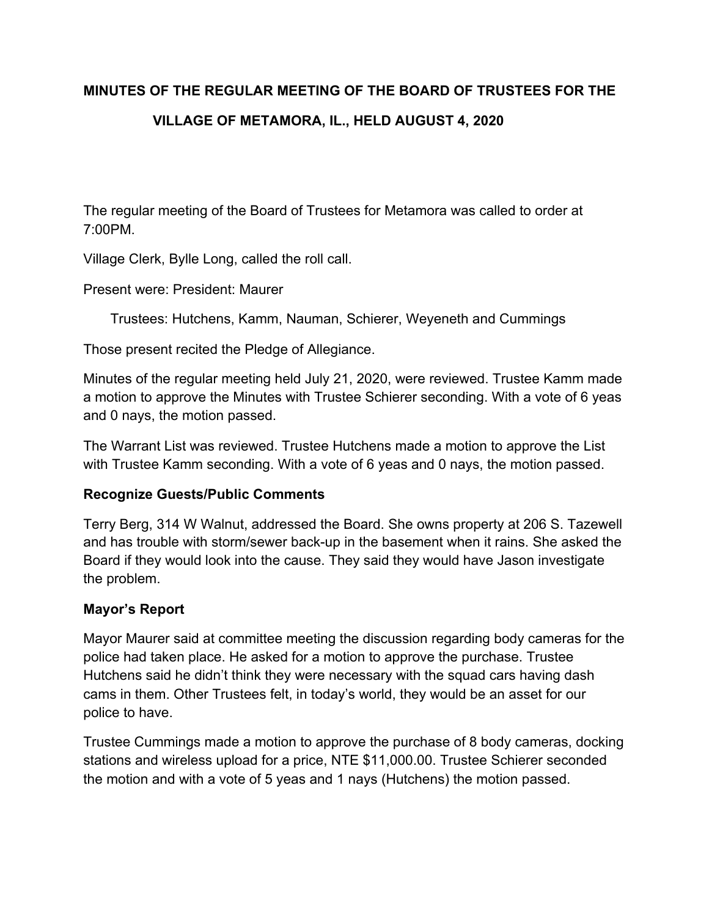# MINUTES OF THE REGULAR MEETING OF THE BOARD OF TRUSTEES FOR THE VILLAGE OF METAMORA, IL., HELD AUGUST 4, 2020

The regular meeting of the Board of Trustees for Metamora was called to order at 7:00PM.

Village Clerk, Bylle Long, called the roll call.

Present were: President: Maurer

Trustees: Hutchens, Kamm, Nauman, Schierer, Weyeneth and Cummings

Those present recited the Pledge of Allegiance.

Minutes of the regular meeting held July 21, 2020, were reviewed. Trustee Kamm made a motion to approve the Minutes with Trustee Schierer seconding. With a vote of 6 yeas and 0 nays, the motion passed.

The Warrant List was reviewed. Trustee Hutchens made a motion to approve the List with Trustee Kamm seconding. With a vote of 6 yeas and 0 nays, the motion passed.

**Recognize Guests/Public Comments**

Terry Berg, 314 W Walnut, addressed the Board. She owns property at 206 S. Tazewell and has trouble with storm/sewer back-up in the basement when it rains. She asked the Board if they would look into the cause. They said they would have Jason investigate the problem.

**Mayor's Report**

Mayor Maurer said at committee meeting the discussion regarding body cameras for the police had taken place. He asked for a motion to approve the purchase. Trustee Hutchens said he didn't think they were necessary with the squad cars having dash cams in them. Other Trustees felt, in today's world, they would be an asset for our police to have.

Trustee Cummings made a motion to approve the purchase of 8 body cameras, docking stations and wireless upload for a price, NTE $11,000.00. Trustee Schierer seconded the motion and with a vote of 5 yeas and 1 nays (Hutchens) the motion passed.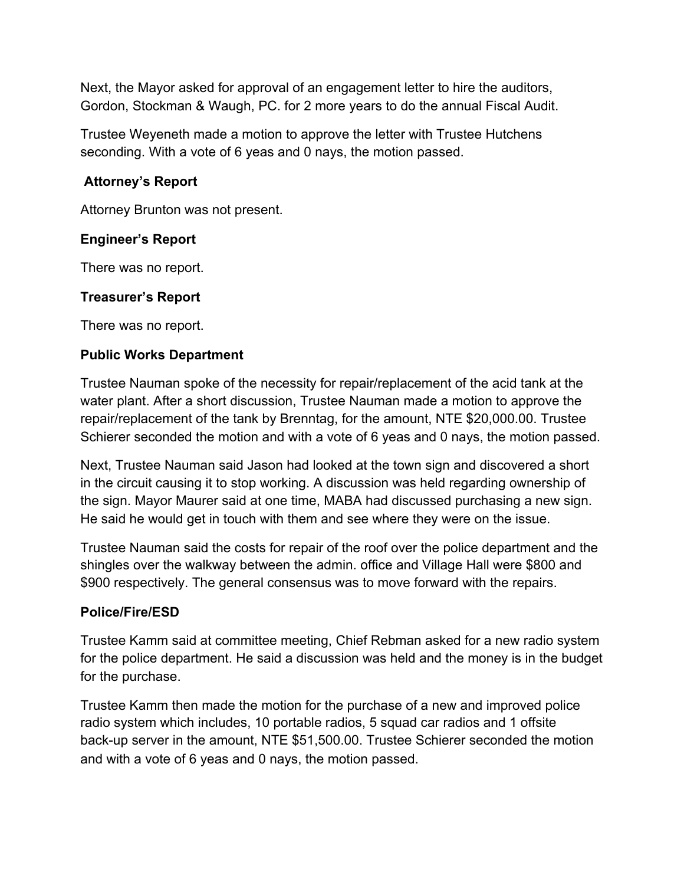Next, the Mayor asked for approval of an engagement letter to hire the auditors, Gordon, Stockman & Waugh, PC. for 2 more years to do the annual Fiscal Audit.

Trustee Weyeneth made a motion to approve the letter with Trustee Hutchens seconding. With a vote of 6 yeas and 0 nays, the motion passed.

**Attorney's Report**

Attorney Brunton was not present.

**Engineer's Report**

There was no report.

**Treasurer's Report**

There was no report.

**Public Works Department**

Trustee Nauman spoke of the necessity for repair/replacement of the acid tank at the water plant. After a short discussion, Trustee Nauman made a motion to approve the repair/replacement of the tank by Brenntag, for the amount, NTE $20,000.00. Trustee Schierer seconded the motion and with a vote of 6 yeas and 0 nays, the motion passed.

Next, Trustee Nauman said Jason had looked at the town sign and discovered a short in the circuit causing it to stop working. A discussion was held regarding ownership of the sign. Mayor Maurer said at one time, MABA had discussed purchasing a new sign. He said he would get in touch with them and see where they were on the issue.

Trustee Nauman said the costs for repair of the roof over the police department and the shingles over the walkway between the admin. office and Village Hall were $800 and $900 respectively. The general consensus was to move forward with the repairs.

**Police/Fire/ESD**

Trustee Kamm said at committee meeting, Chief Rebman asked for a new radio system for the police department. He said a discussion was held and the money is in the budget for the purchase.

Trustee Kamm then made the motion for the purchase of a new and improved police radio system which includes, 10 portable radios, 5 squad car radios and 1 offsite back-up server in the amount, NTE $51,500.00. Trustee Schierer seconded the motion and with a vote of 6 yeas and 0 nays, the motion passed.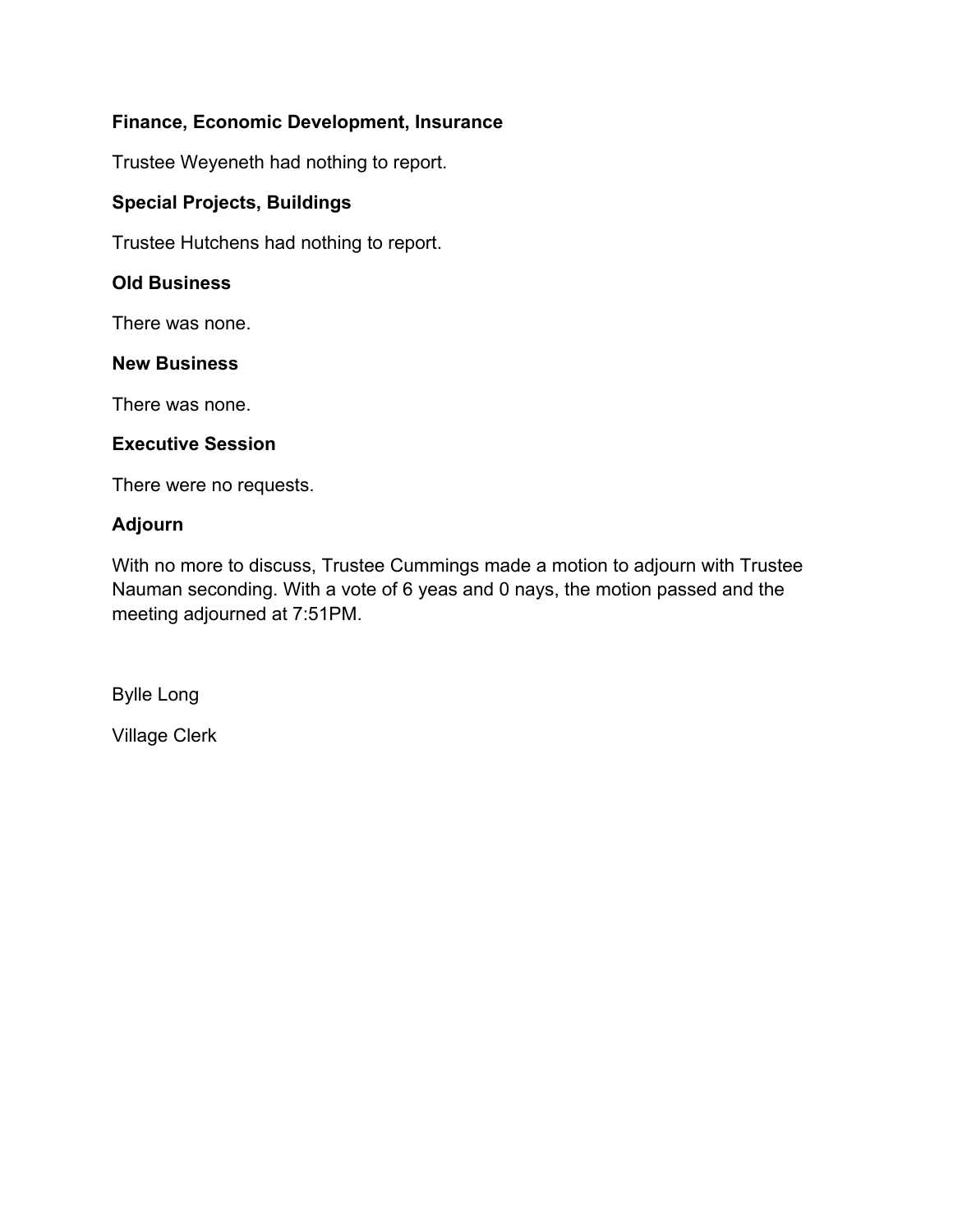**Finance, Economic Development, Insurance**

Trustee Weyeneth had nothing to report.

**Special Projects, Buildings**

Trustee Hutchens had nothing to report.

**Old Business**

There was none.

**New Business**

There was none.

**Executive Session**

There were no requests.

**Adjourn**

With no more to discuss, Trustee Cummings made a motion to adjourn with Trustee Nauman seconding. With a vote of 6 yeas and 0 nays, the motion passed and the meeting adjourned at 7:51PM.

Bylle Long

Village Clerk